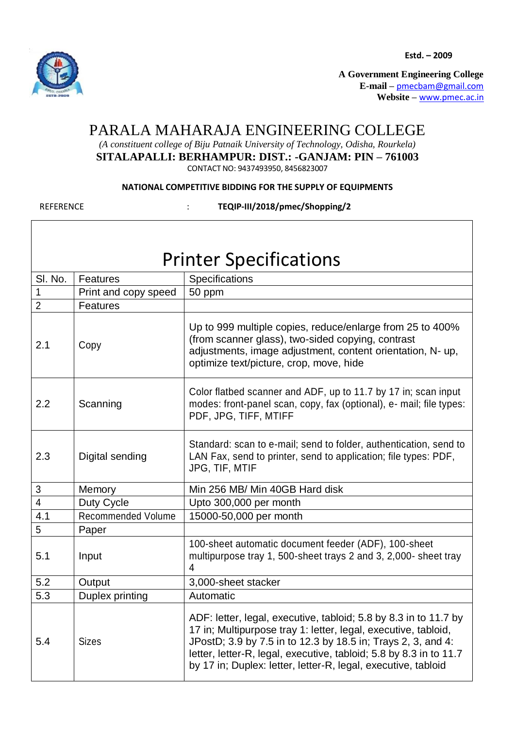Estd. – 2009

**A Government Engineering College**
**E-mail** – pmecbam@gmail.com
**Website** – www.pmec.ac.in

# PARALA MAHARAJA ENGINEERING COLLEGE

*(A constituent college of Biju Patnaik University of Technology, Odisha, Rourkela)*

**SITALAPALLI: BERHAMPUR: DIST.: -GANJAM: PIN – 761003**

CONTACT NO: 9437493950, 8456823007

**NATIONAL COMPETITIVE BIDDING FOR THE SUPPLY OF EQUIPMENTS**

REFERENCE : **TEQIP-III/2018/pmec/Shopping/2**

## Printer Specifications

| Sl. No. | Features | Specifications |
|---|---|---|
| 1 | Print and copy speed | 50 ppm |
| 2 | Features | |
| 2.1 | Copy | Up to 999 multiple copies, reduce/enlarge from 25 to 400% (from scanner glass), two-sided copying, contrast adjustments, image adjustment, content orientation, N- up, optimize text/picture, crop, move, hide |
| 2.2 | Scanning | Color flatbed scanner and ADF, up to 11.7 by 17 in; scan input modes: front-panel scan, copy, fax (optional), e- mail; file types: PDF, JPG, TIFF, MTIFF |
| 2.3 | Digital sending | Standard: scan to e-mail; send to folder, authentication, send to LAN Fax, send to printer, send to application; file types: PDF, JPG, TIF, MTIF |
| 3 | Memory | Min 256 MB/ Min 40GB Hard disk |
| 4 | Duty Cycle | Upto 300,000 per month |
| 4.1 | Recommended Volume | 15000-50,000 per month |
| 5 | Paper | |
| 5.1 | Input | 100-sheet automatic document feeder (ADF), 100-sheet multipurpose tray 1, 500-sheet trays 2 and 3, 2,000- sheet tray 4 |
| 5.2 | Output | 3,000-sheet stacker |
| 5.3 | Duplex printing | Automatic |
| 5.4 | Sizes | ADF: letter, legal, executive, tabloid; 5.8 by 8.3 in to 11.7 by 17 in; Multipurpose tray 1: letter, legal, executive, tabloid, JPostD; 3.9 by 7.5 in to 12.3 by 18.5 in; Trays 2, 3, and 4: letter, letter-R, legal, executive, tabloid; 5.8 by 8.3 in to 11.7 by 17 in; Duplex: letter, letter-R, legal, executive, tabloid |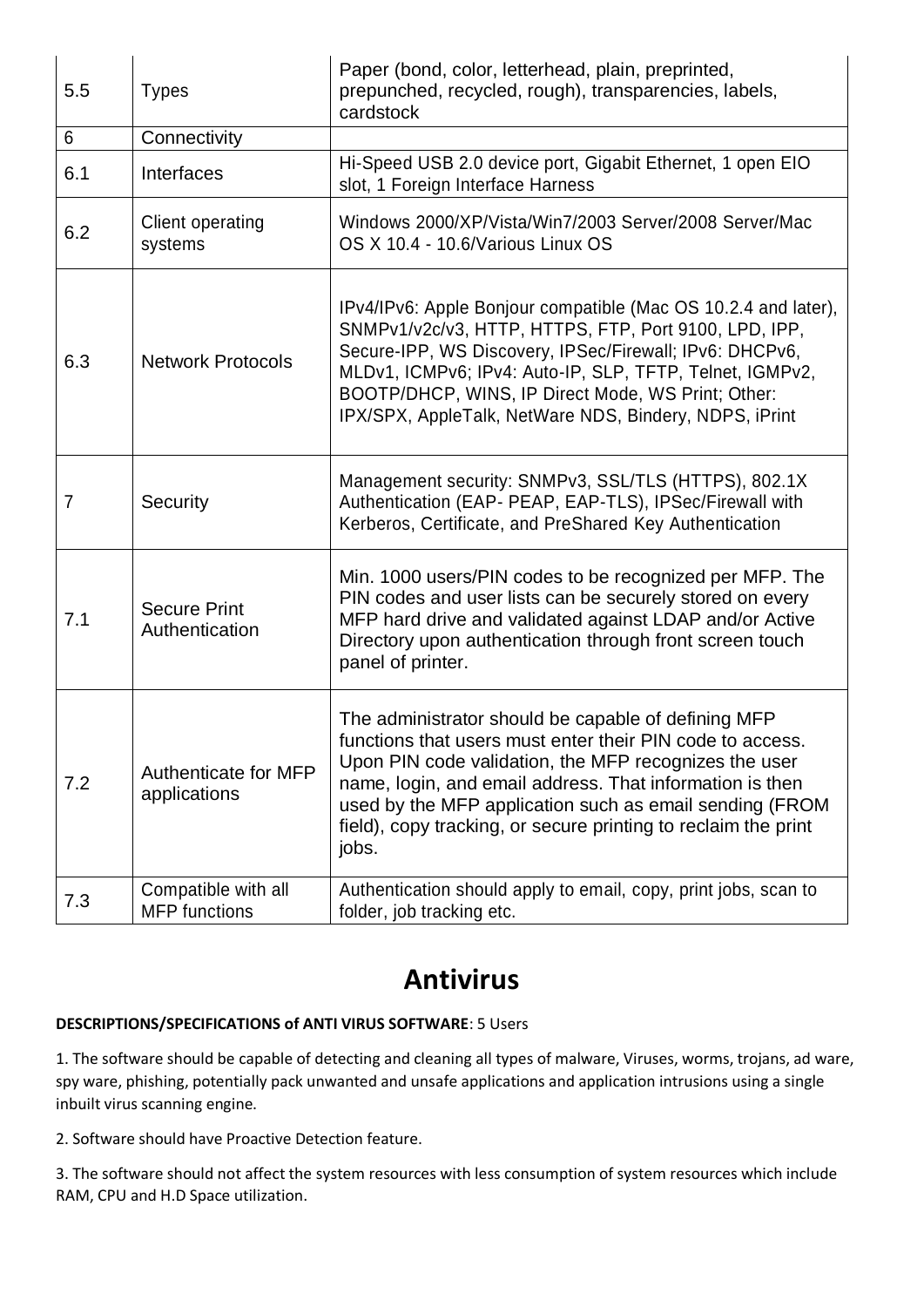| | | |
|---|---|---|
| 5.5 | Types | Paper (bond, color, letterhead, plain, preprinted, prepunched, recycled, rough), transparencies, labels, cardstock |
| 6 | Connectivity | |
| 6.1 | Interfaces | Hi-Speed USB 2.0 device port, Gigabit Ethernet, 1 open EIO slot, 1 Foreign Interface Harness |
| 6.2 | Client operating systems | Windows 2000/XP/Vista/Win7/2003 Server/2008 Server/Mac OS X 10.4 - 10.6/Various Linux OS |
| 6.3 | Network Protocols | IPv4/IPv6: Apple Bonjour compatible (Mac OS 10.2.4 and later), SNMPv1/v2c/v3, HTTP, HTTPS, FTP, Port 9100, LPD, IPP, Secure-IPP, WS Discovery, IPSec/Firewall; IPv6: DHCPv6, MLDv1, ICMPv6; IPv4: Auto-IP, SLP, TFTP, Telnet, IGMPv2, BOOTP/DHCP, WINS, IP Direct Mode, WS Print; Other: IPX/SPX, AppleTalk, NetWare NDS, Bindery, NDPS, iPrint |
| 7 | Security | Management security: SNMPv3, SSL/TLS (HTTPS), 802.1X Authentication (EAP- PEAP, EAP-TLS), IPSec/Firewall with Kerberos, Certificate, and PreShared Key Authentication |
| 7.1 | Secure Print Authentication | Min. 1000 users/PIN codes to be recognized per MFP. The PIN codes and user lists can be securely stored on every MFP hard drive and validated against LDAP and/or Active Directory upon authentication through front screen touch panel of printer. |
| 7.2 | Authenticate for MFP applications | The administrator should be capable of defining MFP functions that users must enter their PIN code to access. Upon PIN code validation, the MFP recognizes the user name, login, and email address. That information is then used by the MFP application such as email sending (FROM field), copy tracking, or secure printing to reclaim the print jobs. |
| 7.3 | Compatible with all MFP functions | Authentication should apply to email, copy, print jobs, scan to folder, job tracking etc. |

# Antivirus

**DESCRIPTIONS/SPECIFICATIONS of ANTI VIRUS SOFTWARE**: 5 Users

1. The software should be capable of detecting and cleaning all types of malware, Viruses, worms, trojans, ad ware, spy ware, phishing, potentially pack unwanted and unsafe applications and application intrusions using a single inbuilt virus scanning engine.

2. Software should have Proactive Detection feature.

3. The software should not affect the system resources with less consumption of system resources which include RAM, CPU and H.D Space utilization.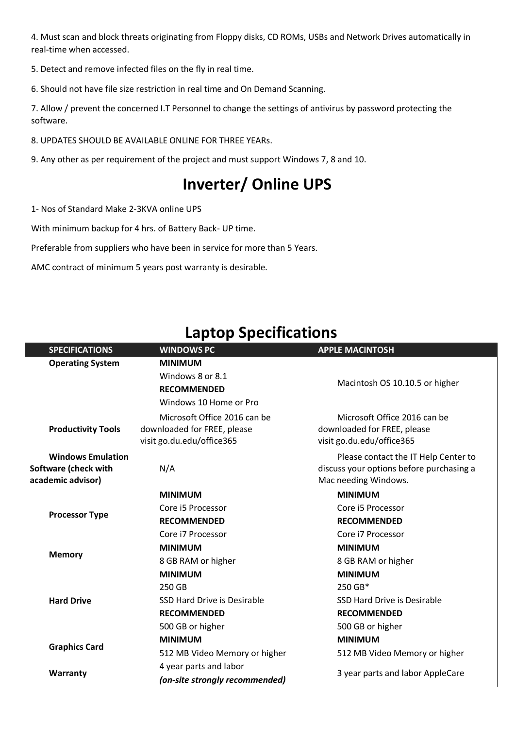4. Must scan and block threats originating from Floppy disks, CD ROMs, USBs and Network Drives automatically in real-time when accessed.

5. Detect and remove infected files on the fly in real time.

6. Should not have file size restriction in real time and On Demand Scanning.

7. Allow / prevent the concerned I.T Personnel to change the settings of antivirus by password protecting the software.

8. UPDATES SHOULD BE AVAILABLE ONLINE FOR THREE YEARs.

9. Any other as per requirement of the project and must support Windows 7, 8 and 10.

# Inverter/ Online UPS

1- Nos of Standard Make 2-3KVA online UPS

With minimum backup for 4 hrs. of Battery Back- UP time.

Preferable from suppliers who have been in service for more than 5 Years.

AMC contract of minimum 5 years post warranty is desirable.

# Laptop Specifications

| SPECIFICATIONS | WINDOWS PC | APPLE MACINTOSH |
|---|---|---|
| **Operating System** | **MINIMUM**<br>Windows 8 or 8.1<br>**RECOMMENDED**<br>Windows 10 Home or Pro | Macintosh OS 10.10.5 or higher |
| **Productivity Tools** | Microsoft Office 2016 can be downloaded for FREE, please visit go.du.edu/office365 | Microsoft Office 2016 can be downloaded for FREE, please visit go.du.edu/office365 |
| **Windows Emulation Software (check with academic advisor)** | N/A | Please contact the IT Help Center to discuss your options before purchasing a Mac needing Windows. |
| **Processor Type** | **MINIMUM**<br>Core i5 Processor<br>**RECOMMENDED**<br>Core i7 Processor | **MINIMUM**<br>Core i5 Processor<br>**RECOMMENDED**<br>Core i7 Processor |
| **Memory** | **MINIMUM**<br>8 GB RAM or higher | **MINIMUM**<br>8 GB RAM or higher |
| **Hard Drive** | **MINIMUM**<br>250 GB<br>SSD Hard Drive is Desirable<br>**RECOMMENDED**<br>500 GB or higher | **MINIMUM**<br>250 GB*<br>SSD Hard Drive is Desirable<br>**RECOMMENDED**<br>500 GB or higher |
| **Graphics Card** | **MINIMUM**<br>512 MB Video Memory or higher | **MINIMUM**<br>512 MB Video Memory or higher |
| **Warranty** | 4 year parts and labor<br>***(on-site strongly recommended)*** | 3 year parts and labor AppleCare |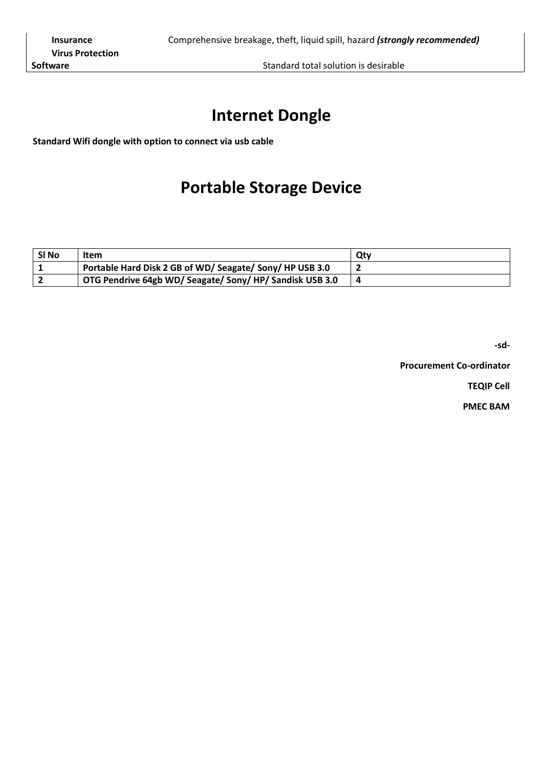| | |
|---|---|
| **Insurance** | Comprehensive breakage, theft, liquid spill, hazard ***(strongly recommended)*** |
| **Virus Protection Software** | Standard total solution is desirable |

# Internet Dongle

**Standard Wifi dongle with option to connect via usb cable**

# Portable Storage Device

| Sl No | Item | Qty |
|---|---|---|
| 1 | Portable Hard Disk 2 GB of WD/ Seagate/ Sony/ HP USB 3.0 | 2 |
| 2 | OTG Pendrive 64gb WD/ Seagate/ Sony/ HP/ Sandisk USB 3.0 | 4 |

**-sd-**

**Procurement Co-ordinator**

**TEQIP Cell**

**PMEC BAM**